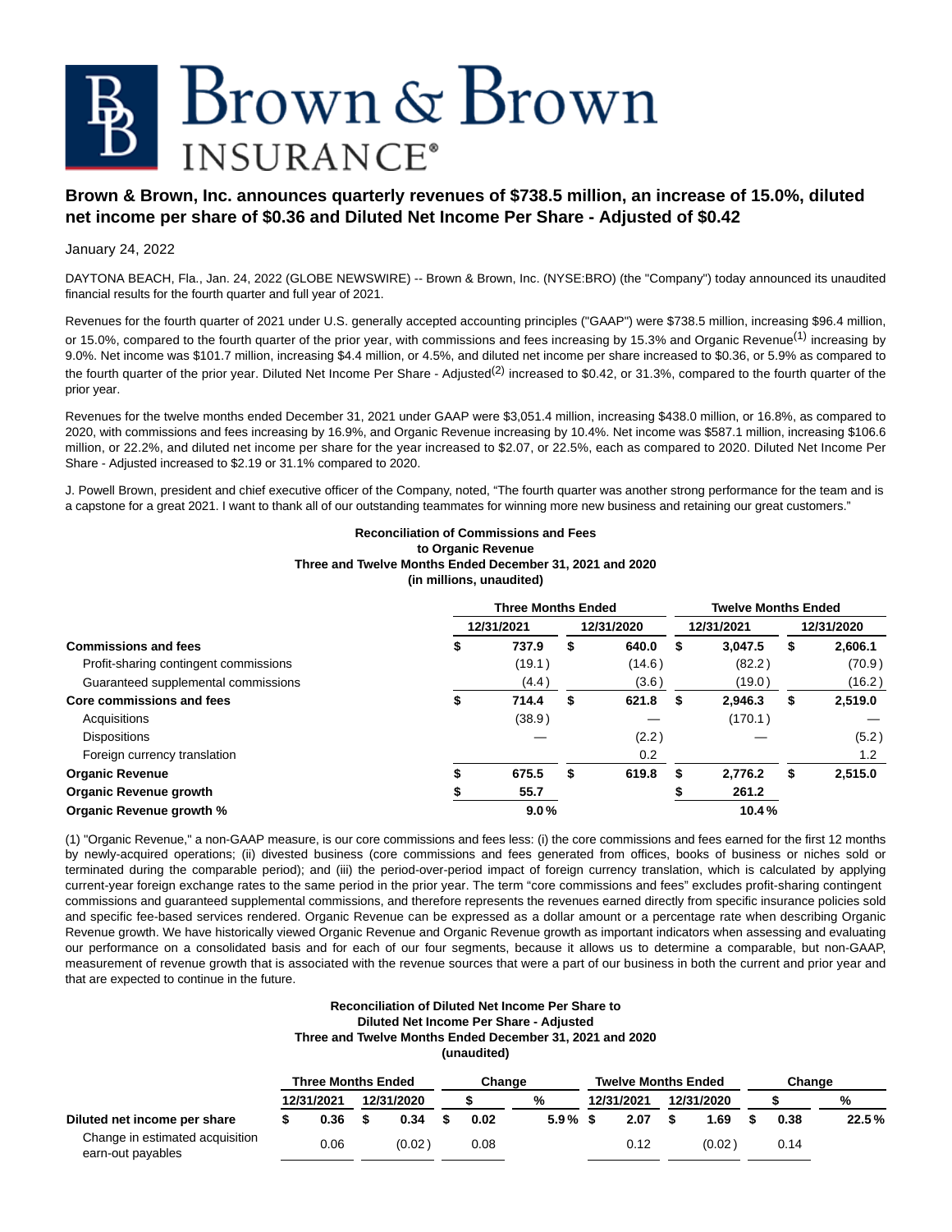# Brown & Brown INSURANCE®

## Brown & Brown, Inc. announces quarterly revenues of $738.5 million, an increase of 15.0%, diluted net income per share of $0.36 and Diluted Net Income Per Share - Adjusted of $0.42

January 24, 2022

DAYTONA BEACH, Fla., Jan. 24, 2022 (GLOBE NEWSWIRE) -- Brown & Brown, Inc. (NYSE:BRO) (the "Company") today announced its unaudited financial results for the fourth quarter and full year of 2021.

Revenues for the fourth quarter of 2021 under U.S. generally accepted accounting principles ("GAAP") were $738.5 million, increasing $96.4 million, or 15.0%, compared to the fourth quarter of the prior year, with commissions and fees increasing by 15.3% and Organic Revenue[(1)] increasing by 9.0%. Net income was $101.7 million, increasing $4.4 million, or 4.5%, and diluted net income per share increased to $0.36, or 5.9% as compared to the fourth quarter of the prior year. Diluted Net Income Per Share - Adjusted[(2)] increased to $0.42, or 31.3%, compared to the fourth quarter of the prior year.

Revenues for the twelve months ended December 31, 2021 under GAAP were $3,051.4 million, increasing $438.0 million, or 16.8%, as compared to 2020, with commissions and fees increasing by 16.9%, and Organic Revenue increasing by 10.4%. Net income was $587.1 million, increasing $106.6 million, or 22.2%, and diluted net income per share for the year increased to $2.07, or 22.5%, each as compared to 2020. Diluted Net Income Per Share - Adjusted increased to $2.19 or 31.1% compared to 2020.

J. Powell Brown, president and chief executive officer of the Company, noted, "The fourth quarter was another strong performance for the team and is a capstone for a great 2021. I want to thank all of our outstanding teammates for winning more new business and retaining our great customers."

**Reconciliation of Commissions and Fees to Organic Revenue Three and Twelve Months Ended December 31, 2021 and 2020 (in millions, unaudited)**

| | Three Months Ended | | Twelve Months Ended | |
|---|---|---|---|---|
| | 12/31/2021 | 12/31/2020 | 12/31/2021 | 12/31/2020 |
| **Commissions and fees** | $ **737.9** | $ **640.0** | $ **3,047.5** | $ **2,606.1** |
| Profit-sharing contingent commissions | (19.1) | (14.6) | (82.2) | (70.9) |
| Guaranteed supplemental commissions | (4.4) | (3.6) | (19.0) | (16.2) |
| **Core commissions and fees** | $ **714.4** | $ **621.8** | $ **2,946.3** | $ **2,519.0** |
| Acquisitions | (38.9) | — | (170.1) | — |
| Dispositions | — | (2.2) | — | (5.2) |
| Foreign currency translation | | 0.2 | | 1.2 |
| **Organic Revenue** | $ **675.5** | $ **619.8** | $ **2,776.2** | $ **2,515.0** |
| **Organic Revenue growth** | $ **55.7** | | $ **261.2** | |
| **Organic Revenue growth %** | **9.0%** | | **10.4%** | |

(1) "Organic Revenue," a non-GAAP measure, is our core commissions and fees less: (i) the core commissions and fees earned for the first 12 months by newly-acquired operations; (ii) divested business (core commissions and fees generated from offices, books of business or niches sold or terminated during the comparable period); and (iii) the period-over-period impact of foreign currency translation, which is calculated by applying current-year foreign exchange rates to the same period in the prior year. The term "core commissions and fees" excludes profit-sharing contingent commissions and guaranteed supplemental commissions, and therefore represents the revenues earned directly from specific insurance policies sold and specific fee-based services rendered. Organic Revenue can be expressed as a dollar amount or a percentage rate when describing Organic Revenue growth. We have historically viewed Organic Revenue and Organic Revenue growth as important indicators when assessing and evaluating our performance on a consolidated basis and for each of our four segments, because it allows us to determine a comparable, but non-GAAP, measurement of revenue growth that is associated with the revenue sources that were a part of our business in both the current and prior year and that are expected to continue in the future.

**Reconciliation of Diluted Net Income Per Share to Diluted Net Income Per Share - Adjusted Three and Twelve Months Ended December 31, 2021 and 2020 (unaudited)**

| | Three Months Ended | | Change | | Twelve Months Ended | | Change | |
|---|---|---|---|---|---|---|---|---|
| | 12/31/2021 | 12/31/2020 | $ | % | 12/31/2021 | 12/31/2020 | $ | % |
| **Diluted net income per share** | $ **0.36** | $ **0.34** | $ **0.02** | **5.9%** | $ **2.07** | $ **1.69** | $ **0.38** | **22.5%** |
| Change in estimated acquisition earn-out payables | 0.06 | (0.02) | 0.08 | | 0.12 | (0.02) | 0.14 | |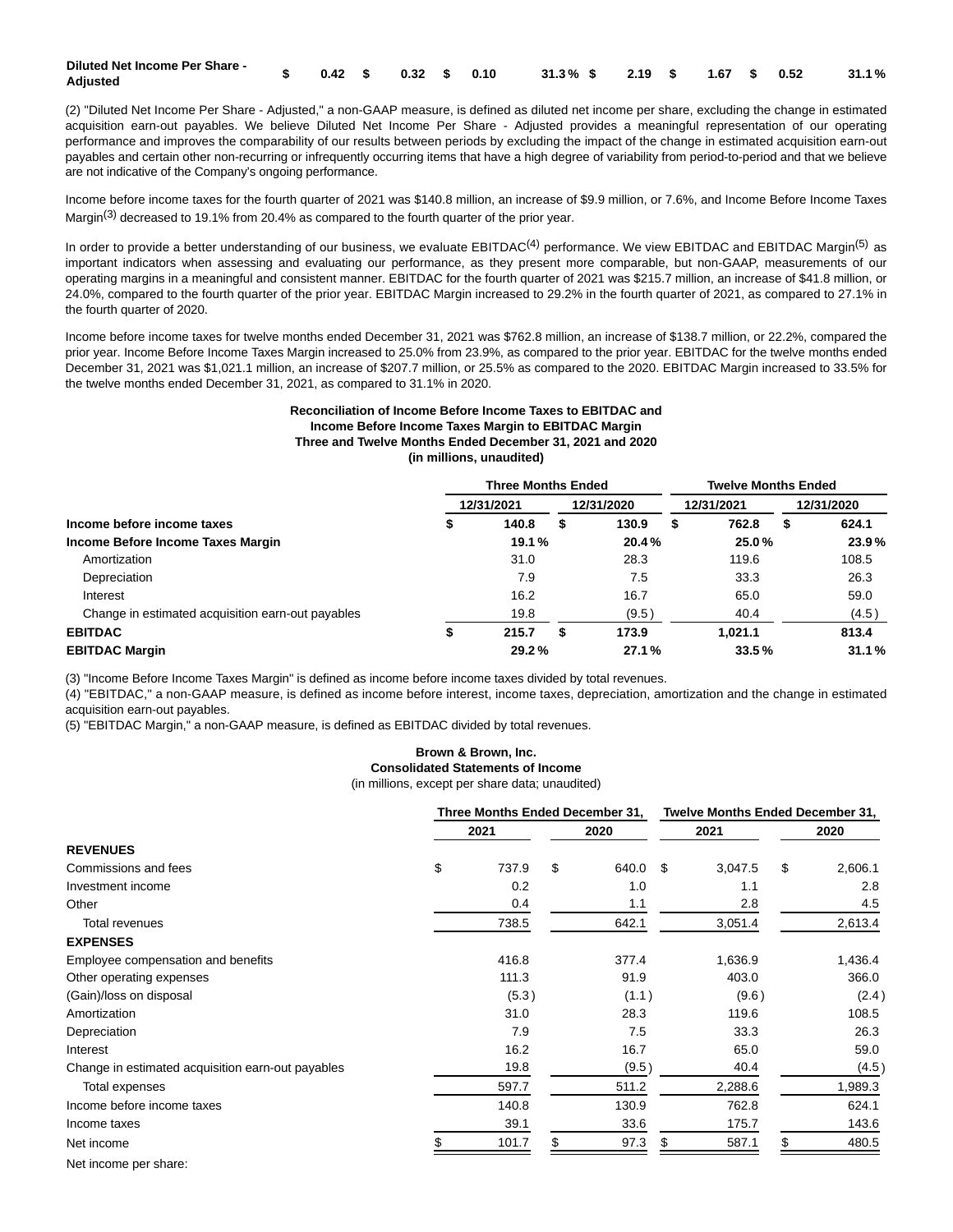| Diluted Net Income Per Share - Adjusted | $ 0.42 | $ 0.32 | $ 0.10 | 31.3 % | $ 2.19 | $ 1.67 | $ 0.52 | 31.1 % |
|---|---|---|---|---|---|---|---|---|

(2) "Diluted Net Income Per Share - Adjusted," a non-GAAP measure, is defined as diluted net income per share, excluding the change in estimated acquisition earn-out payables. We believe Diluted Net Income Per Share - Adjusted provides a meaningful representation of our operating performance and improves the comparability of our results between periods by excluding the impact of the change in estimated acquisition earn-out payables and certain other non-recurring or infrequently occurring items that have a high degree of variability from period-to-period and that we believe are not indicative of the Company's ongoing performance.

Income before income taxes for the fourth quarter of 2021 was $140.8 million, an increase of $9.9 million, or 7.6%, and Income Before Income Taxes Margin(3) decreased to 19.1% from 20.4% as compared to the fourth quarter of the prior year.

In order to provide a better understanding of our business, we evaluate EBITDAC(4) performance. We view EBITDAC and EBITDAC Margin(5) as important indicators when assessing and evaluating our performance, as they present more comparable, but non-GAAP, measurements of our operating margins in a meaningful and consistent manner. EBITDAC for the fourth quarter of 2021 was $215.7 million, an increase of $41.8 million, or 24.0%, compared to the fourth quarter of the prior year. EBITDAC Margin increased to 29.2% in the fourth quarter of 2021, as compared to 27.1% in the fourth quarter of 2020.

Income before income taxes for twelve months ended December 31, 2021 was $762.8 million, an increase of $138.7 million, or 22.2%, compared the prior year. Income Before Income Taxes Margin increased to 25.0% from 23.9%, as compared to the prior year. EBITDAC for the twelve months ended December 31, 2021 was $1,021.1 million, an increase of $207.7 million, or 25.5% as compared to the 2020. EBITDAC Margin increased to 33.5% for the twelve months ended December 31, 2021, as compared to 31.1% in 2020.

**Reconciliation of Income Before Income Taxes to EBITDAC and Income Before Income Taxes Margin to EBITDAC Margin Three and Twelve Months Ended December 31, 2021 and 2020 (in millions, unaudited)**

| | Three Months Ended | | Twelve Months Ended | |
|---|---|---|---|---|
| | 12/31/2021 | 12/31/2020 | 12/31/2021 | 12/31/2020 |
| **Income before income taxes** | **$ 140.8** | **$ 130.9** | **$ 762.8** | **$ 624.1** |
| **Income Before Income Taxes Margin** | **19.1 %** | **20.4 %** | **25.0 %** | **23.9 %** |
| Amortization | 31.0 | 28.3 | 119.6 | 108.5 |
| Depreciation | 7.9 | 7.5 | 33.3 | 26.3 |
| Interest | 16.2 | 16.7 | 65.0 | 59.0 |
| Change in estimated acquisition earn-out payables | 19.8 | (9.5) | 40.4 | (4.5) |
| **EBITDAC** | **$ 215.7** | **$ 173.9** | **1,021.1** | **813.4** |
| **EBITDAC Margin** | **29.2 %** | **27.1 %** | **33.5 %** | **31.1 %** |

(3) "Income Before Income Taxes Margin" is defined as income before income taxes divided by total revenues.
(4) "EBITDAC," a non-GAAP measure, is defined as income before interest, income taxes, depreciation, amortization and the change in estimated acquisition earn-out payables.
(5) "EBITDAC Margin," a non-GAAP measure, is defined as EBITDAC divided by total revenues.

**Brown & Brown, Inc.**
**Consolidated Statements of Income**
(in millions, except per share data; unaudited)

| | Three Months Ended December 31, | | Twelve Months Ended December 31, | |
|---|---|---|---|---|
| | 2021 | 2020 | 2021 | 2020 |
| **REVENUES** | | | | |
| Commissions and fees | $ 737.9 | $ 640.0 | $ 3,047.5 | $ 2,606.1 |
| Investment income | 0.2 | 1.0 | 1.1 | 2.8 |
| Other | 0.4 | 1.1 | 2.8 | 4.5 |
| Total revenues | 738.5 | 642.1 | 3,051.4 | 2,613.4 |
| **EXPENSES** | | | | |
| Employee compensation and benefits | 416.8 | 377.4 | 1,636.9 | 1,436.4 |
| Other operating expenses | 111.3 | 91.9 | 403.0 | 366.0 |
| (Gain)/loss on disposal | (5.3) | (1.1) | (9.6) | (2.4) |
| Amortization | 31.0 | 28.3 | 119.6 | 108.5 |
| Depreciation | 7.9 | 7.5 | 33.3 | 26.3 |
| Interest | 16.2 | 16.7 | 65.0 | 59.0 |
| Change in estimated acquisition earn-out payables | 19.8 | (9.5) | 40.4 | (4.5) |
| Total expenses | 597.7 | 511.2 | 2,288.6 | 1,989.3 |
| Income before income taxes | 140.8 | 130.9 | 762.8 | 624.1 |
| Income taxes | 39.1 | 33.6 | 175.7 | 143.6 |
| Net income | $ 101.7 | $ 97.3 | $ 587.1 | $ 480.5 |
| Net income per share: | | | | |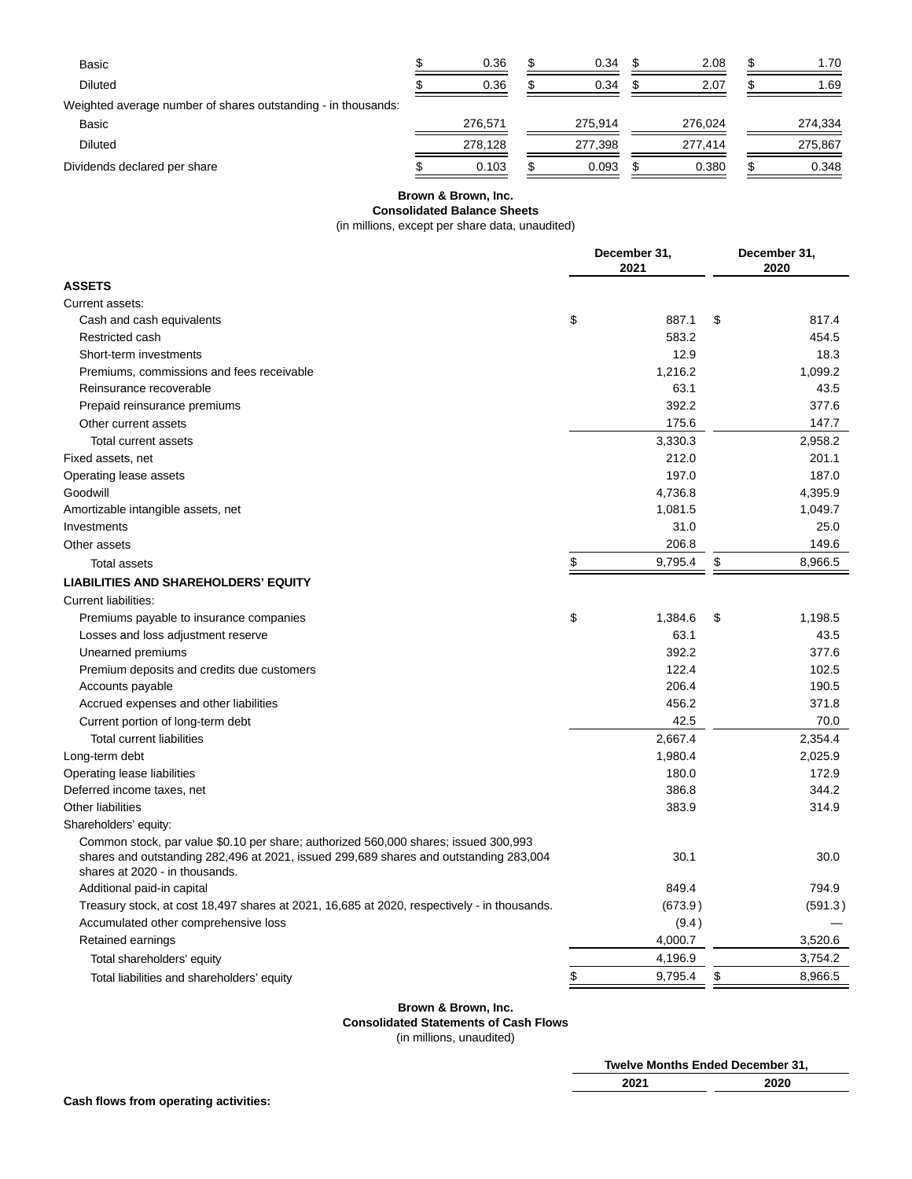| | | | | |
|---|---|---|---|---|
| Basic | $ 0.36 | $ 0.34 | $ 2.08 | $ 1.70 |
| Diluted | $ 0.36 | $ 0.34 | $ 2.07 | $ 1.69 |
| Weighted average number of shares outstanding - in thousands: | | | | |
| Basic | 276,571 | 275,914 | 276,024 | 274,334 |
| Diluted | 278,128 | 277,398 | 277,414 | 275,867 |
| Dividends declared per share | $ 0.103 | $ 0.093 | $ 0.380 | $ 0.348 |

**Brown & Brown, Inc.**
**Consolidated Balance Sheets**
(in millions, except per share data, unaudited)

| | December 31, 2021 | December 31, 2020 |
|---|---|---|
| **ASSETS** | | |
| Current assets: | | |
| Cash and cash equivalents | $ 887.1 | $ 817.4 |
| Restricted cash | 583.2 | 454.5 |
| Short-term investments | 12.9 | 18.3 |
| Premiums, commissions and fees receivable | 1,216.2 | 1,099.2 |
| Reinsurance recoverable | 63.1 | 43.5 |
| Prepaid reinsurance premiums | 392.2 | 377.6 |
| Other current assets | 175.6 | 147.7 |
| Total current assets | 3,330.3 | 2,958.2 |
| Fixed assets, net | 212.0 | 201.1 |
| Operating lease assets | 197.0 | 187.0 |
| Goodwill | 4,736.8 | 4,395.9 |
| Amortizable intangible assets, net | 1,081.5 | 1,049.7 |
| Investments | 31.0 | 25.0 |
| Other assets | 206.8 | 149.6 |
| Total assets | $ 9,795.4 | $ 8,966.5 |
| **LIABILITIES AND SHAREHOLDERS' EQUITY** | | |
| Current liabilities: | | |
| Premiums payable to insurance companies | $ 1,384.6 | $ 1,198.5 |
| Losses and loss adjustment reserve | 63.1 | 43.5 |
| Unearned premiums | 392.2 | 377.6 |
| Premium deposits and credits due customers | 122.4 | 102.5 |
| Accounts payable | 206.4 | 190.5 |
| Accrued expenses and other liabilities | 456.2 | 371.8 |
| Current portion of long-term debt | 42.5 | 70.0 |
| Total current liabilities | 2,667.4 | 2,354.4 |
| Long-term debt | 1,980.4 | 2,025.9 |
| Operating lease liabilities | 180.0 | 172.9 |
| Deferred income taxes, net | 386.8 | 344.2 |
| Other liabilities | 383.9 | 314.9 |
| Shareholders' equity: | | |
| Common stock, par value $0.10 per share; authorized 560,000 shares; issued 300,993 shares and outstanding 282,496 at 2021, issued 299,689 shares and outstanding 283,004 shares at 2020 - in thousands. | 30.1 | 30.0 |
| Additional paid-in capital | 849.4 | 794.9 |
| Treasury stock, at cost 18,497 shares at 2021, 16,685 at 2020, respectively - in thousands. | (673.9) | (591.3) |
| Accumulated other comprehensive loss | (9.4) | — |
| Retained earnings | 4,000.7 | 3,520.6 |
| Total shareholders' equity | 4,196.9 | 3,754.2 |
| Total liabilities and shareholders' equity | $ 9,795.4 | $ 8,966.5 |

**Brown & Brown, Inc.**
**Consolidated Statements of Cash Flows**
(in millions, unaudited)

| | Twelve Months Ended December 31, | |
|---|---|---|
| | 2021 | 2020 |
| **Cash flows from operating activities:** | | |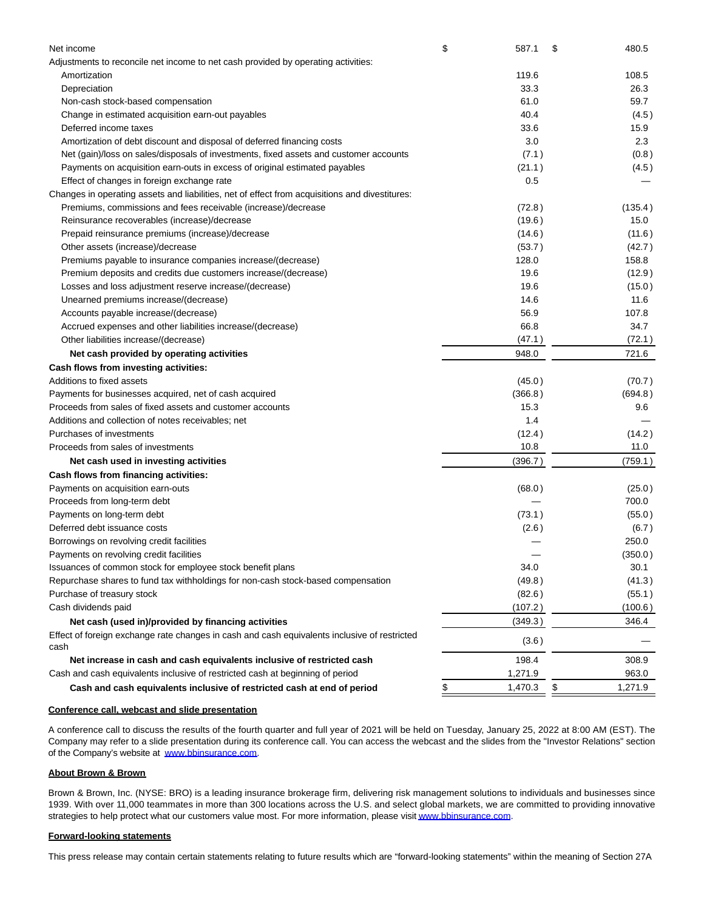| | 2021 | 2020 |
|---|---|---|
| Net income | $ 587.1 | $ 480.5 |
| Adjustments to reconcile net income to net cash provided by operating activities: | | |
| Amortization | 119.6 | 108.5 |
| Depreciation | 33.3 | 26.3 |
| Non-cash stock-based compensation | 61.0 | 59.7 |
| Change in estimated acquisition earn-out payables | 40.4 | (4.5) |
| Deferred income taxes | 33.6 | 15.9 |
| Amortization of debt discount and disposal of deferred financing costs | 3.0 | 2.3 |
| Net (gain)/loss on sales/disposals of investments, fixed assets and customer accounts | (7.1) | (0.8) |
| Payments on acquisition earn-outs in excess of original estimated payables | (21.1) | (4.5) |
| Effect of changes in foreign exchange rate | 0.5 | — |
| Changes in operating assets and liabilities, net of effect from acquisitions and divestitures: | | |
| Premiums, commissions and fees receivable (increase)/decrease | (72.8) | (135.4) |
| Reinsurance recoverables (increase)/decrease | (19.6) | 15.0 |
| Prepaid reinsurance premiums (increase)/decrease | (14.6) | (11.6) |
| Other assets (increase)/decrease | (53.7) | (42.7) |
| Premiums payable to insurance companies increase/(decrease) | 128.0 | 158.8 |
| Premium deposits and credits due customers increase/(decrease) | 19.6 | (12.9) |
| Losses and loss adjustment reserve increase/(decrease) | 19.6 | (15.0) |
| Unearned premiums increase/(decrease) | 14.6 | 11.6 |
| Accounts payable increase/(decrease) | 56.9 | 107.8 |
| Accrued expenses and other liabilities increase/(decrease) | 66.8 | 34.7 |
| Other liabilities increase/(decrease) | (47.1) | (72.1) |
| **Net cash provided by operating activities** | 948.0 | 721.6 |
| **Cash flows from investing activities:** | | |
| Additions to fixed assets | (45.0) | (70.7) |
| Payments for businesses acquired, net of cash acquired | (366.8) | (694.8) |
| Proceeds from sales of fixed assets and customer accounts | 15.3 | 9.6 |
| Additions and collection of notes receivables; net | 1.4 | — |
| Purchases of investments | (12.4) | (14.2) |
| Proceeds from sales of investments | 10.8 | 11.0 |
| **Net cash used in investing activities** | (396.7) | (759.1) |
| **Cash flows from financing activities:** | | |
| Payments on acquisition earn-outs | (68.0) | (25.0) |
| Proceeds from long-term debt | — | 700.0 |
| Payments on long-term debt | (73.1) | (55.0) |
| Deferred debt issuance costs | (2.6) | (6.7) |
| Borrowings on revolving credit facilities | — | 250.0 |
| Payments on revolving credit facilities | — | (350.0) |
| Issuances of common stock for employee stock benefit plans | 34.0 | 30.1 |
| Repurchase shares to fund tax withholdings for non-cash stock-based compensation | (49.8) | (41.3) |
| Purchase of treasury stock | (82.6) | (55.1) |
| Cash dividends paid | (107.2) | (100.6) |
| **Net cash (used in)/provided by financing activities** | (349.3) | 346.4 |
| Effect of foreign exchange rate changes in cash and cash equivalents inclusive of restricted cash | (3.6) | — |
| **Net increase in cash and cash equivalents inclusive of restricted cash** | 198.4 | 308.9 |
| Cash and cash equivalents inclusive of restricted cash at beginning of period | 1,271.9 | 963.0 |
| **Cash and cash equivalents inclusive of restricted cash at end of period** | $ 1,470.3 | $ 1,271.9 |

**Conference call, webcast and slide presentation**

A conference call to discuss the results of the fourth quarter and full year of 2021 will be held on Tuesday, January 25, 2022 at 8:00 AM (EST). The Company may refer to a slide presentation during its conference call. You can access the webcast and the slides from the "Investor Relations" section of the Company's website at www.bbinsurance.com.

**About Brown & Brown**

Brown & Brown, Inc. (NYSE: BRO) is a leading insurance brokerage firm, delivering risk management solutions to individuals and businesses since 1939. With over 11,000 teammates in more than 300 locations across the U.S. and select global markets, we are committed to providing innovative strategies to help protect what our customers value most. For more information, please visit www.bbinsurance.com.

**Forward-looking statements**

This press release may contain certain statements relating to future results which are “forward-looking statements” within the meaning of Section 27A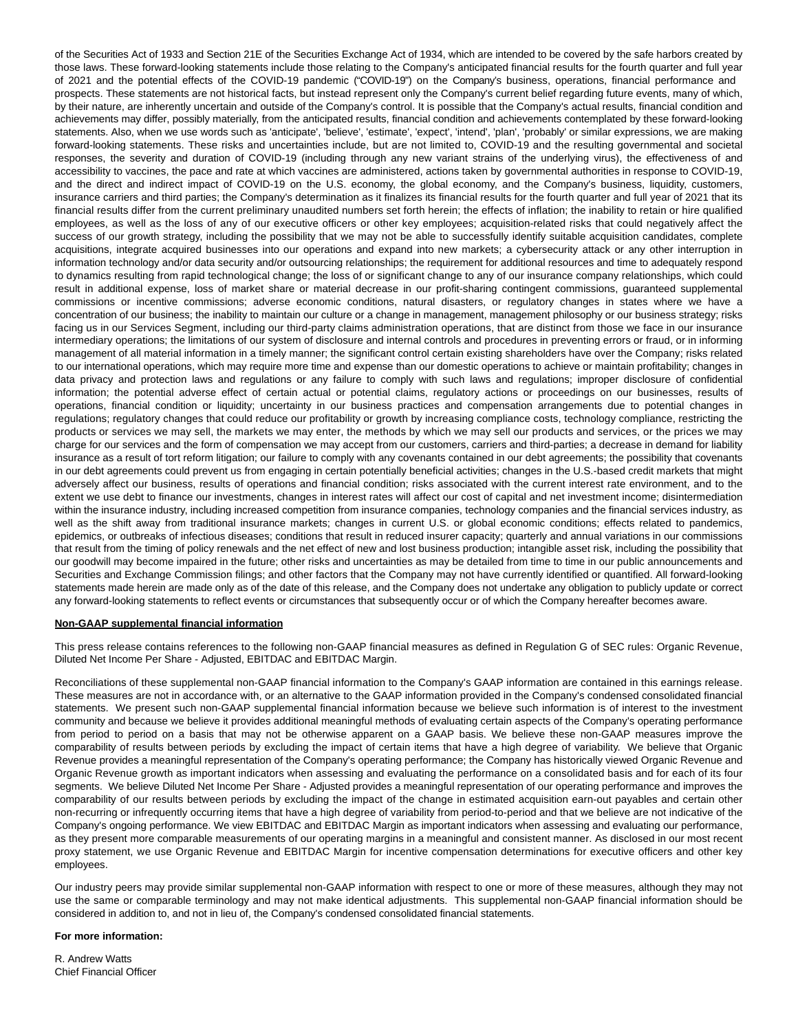of the Securities Act of 1933 and Section 21E of the Securities Exchange Act of 1934, which are intended to be covered by the safe harbors created by those laws. These forward-looking statements include those relating to the Company's anticipated financial results for the fourth quarter and full year of 2021 and the potential effects of the COVID-19 pandemic ("COVID-19") on the Company's business, operations, financial performance and prospects. These statements are not historical facts, but instead represent only the Company's current belief regarding future events, many of which, by their nature, are inherently uncertain and outside of the Company's control. It is possible that the Company's actual results, financial condition and achievements may differ, possibly materially, from the anticipated results, financial condition and achievements contemplated by these forward-looking statements. Also, when we use words such as 'anticipate', 'believe', 'estimate', 'expect', 'intend', 'plan', 'probably' or similar expressions, we are making forward-looking statements. These risks and uncertainties include, but are not limited to, COVID-19 and the resulting governmental and societal responses, the severity and duration of COVID-19 (including through any new variant strains of the underlying virus), the effectiveness of and accessibility to vaccines, the pace and rate at which vaccines are administered, actions taken by governmental authorities in response to COVID-19, and the direct and indirect impact of COVID-19 on the U.S. economy, the global economy, and the Company's business, liquidity, customers, insurance carriers and third parties; the Company's determination as it finalizes its financial results for the fourth quarter and full year of 2021 that its financial results differ from the current preliminary unaudited numbers set forth herein; the effects of inflation; the inability to retain or hire qualified employees, as well as the loss of any of our executive officers or other key employees; acquisition-related risks that could negatively affect the success of our growth strategy, including the possibility that we may not be able to successfully identify suitable acquisition candidates, complete acquisitions, integrate acquired businesses into our operations and expand into new markets; a cybersecurity attack or any other interruption in information technology and/or data security and/or outsourcing relationships; the requirement for additional resources and time to adequately respond to dynamics resulting from rapid technological change; the loss of or significant change to any of our insurance company relationships, which could result in additional expense, loss of market share or material decrease in our profit-sharing contingent commissions, guaranteed supplemental commissions or incentive commissions; adverse economic conditions, natural disasters, or regulatory changes in states where we have a concentration of our business; the inability to maintain our culture or a change in management, management philosophy or our business strategy; risks facing us in our Services Segment, including our third-party claims administration operations, that are distinct from those we face in our insurance intermediary operations; the limitations of our system of disclosure and internal controls and procedures in preventing errors or fraud, or in informing management of all material information in a timely manner; the significant control certain existing shareholders have over the Company; risks related to our international operations, which may require more time and expense than our domestic operations to achieve or maintain profitability; changes in data privacy and protection laws and regulations or any failure to comply with such laws and regulations; improper disclosure of confidential information; the potential adverse effect of certain actual or potential claims, regulatory actions or proceedings on our businesses, results of operations, financial condition or liquidity; uncertainty in our business practices and compensation arrangements due to potential changes in regulations; regulatory changes that could reduce our profitability or growth by increasing compliance costs, technology compliance, restricting the products or services we may sell, the markets we may enter, the methods by which we may sell our products and services, or the prices we may charge for our services and the form of compensation we may accept from our customers, carriers and third-parties; a decrease in demand for liability insurance as a result of tort reform litigation; our failure to comply with any covenants contained in our debt agreements; the possibility that covenants in our debt agreements could prevent us from engaging in certain potentially beneficial activities; changes in the U.S.-based credit markets that might adversely affect our business, results of operations and financial condition; risks associated with the current interest rate environment, and to the extent we use debt to finance our investments, changes in interest rates will affect our cost of capital and net investment income; disintermediation within the insurance industry, including increased competition from insurance companies, technology companies and the financial services industry, as well as the shift away from traditional insurance markets; changes in current U.S. or global economic conditions; effects related to pandemics, epidemics, or outbreaks of infectious diseases; conditions that result in reduced insurer capacity; quarterly and annual variations in our commissions that result from the timing of policy renewals and the net effect of new and lost business production; intangible asset risk, including the possibility that our goodwill may become impaired in the future; other risks and uncertainties as may be detailed from time to time in our public announcements and Securities and Exchange Commission filings; and other factors that the Company may not have currently identified or quantified. All forward-looking statements made herein are made only as of the date of this release, and the Company does not undertake any obligation to publicly update or correct any forward-looking statements to reflect events or circumstances that subsequently occur or of which the Company hereafter becomes aware.

**Non-GAAP supplemental financial information**

This press release contains references to the following non-GAAP financial measures as defined in Regulation G of SEC rules: Organic Revenue, Diluted Net Income Per Share - Adjusted, EBITDAC and EBITDAC Margin.

Reconciliations of these supplemental non-GAAP financial information to the Company's GAAP information are contained in this earnings release. These measures are not in accordance with, or an alternative to the GAAP information provided in the Company's condensed consolidated financial statements. We present such non-GAAP supplemental financial information because we believe such information is of interest to the investment community and because we believe it provides additional meaningful methods of evaluating certain aspects of the Company's operating performance from period to period on a basis that may not be otherwise apparent on a GAAP basis. We believe these non-GAAP measures improve the comparability of results between periods by excluding the impact of certain items that have a high degree of variability. We believe that Organic Revenue provides a meaningful representation of the Company's operating performance; the Company has historically viewed Organic Revenue and Organic Revenue growth as important indicators when assessing and evaluating the performance on a consolidated basis and for each of its four segments. We believe Diluted Net Income Per Share - Adjusted provides a meaningful representation of our operating performance and improves the comparability of our results between periods by excluding the impact of the change in estimated acquisition earn-out payables and certain other non-recurring or infrequently occurring items that have a high degree of variability from period-to-period and that we believe are not indicative of the Company's ongoing performance. We view EBITDAC and EBITDAC Margin as important indicators when assessing and evaluating our performance, as they present more comparable measurements of our operating margins in a meaningful and consistent manner. As disclosed in our most recent proxy statement, we use Organic Revenue and EBITDAC Margin for incentive compensation determinations for executive officers and other key employees.

Our industry peers may provide similar supplemental non-GAAP information with respect to one or more of these measures, although they may not use the same or comparable terminology and may not make identical adjustments. This supplemental non-GAAP financial information should be considered in addition to, and not in lieu of, the Company's condensed consolidated financial statements.

**For more information:**

R. Andrew Watts
Chief Financial Officer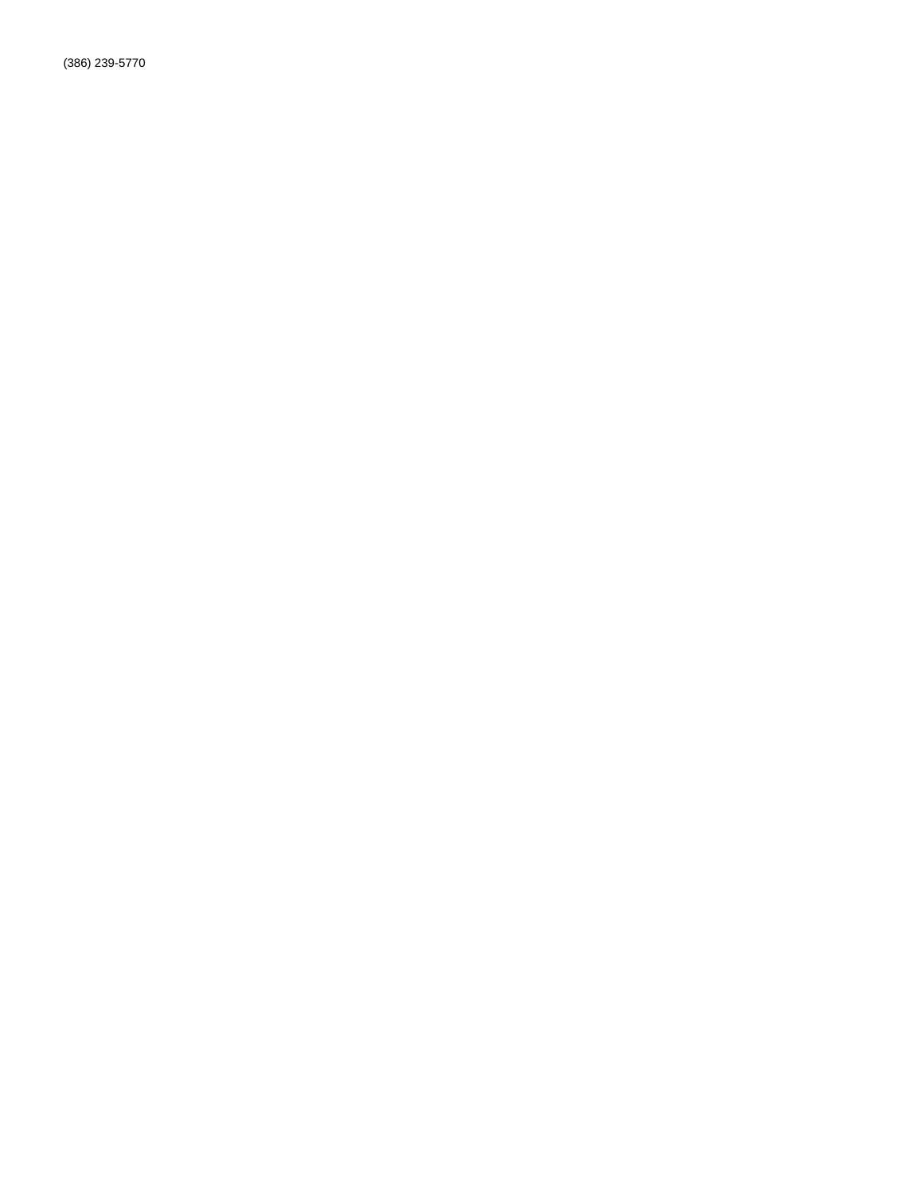(386) 239-5770